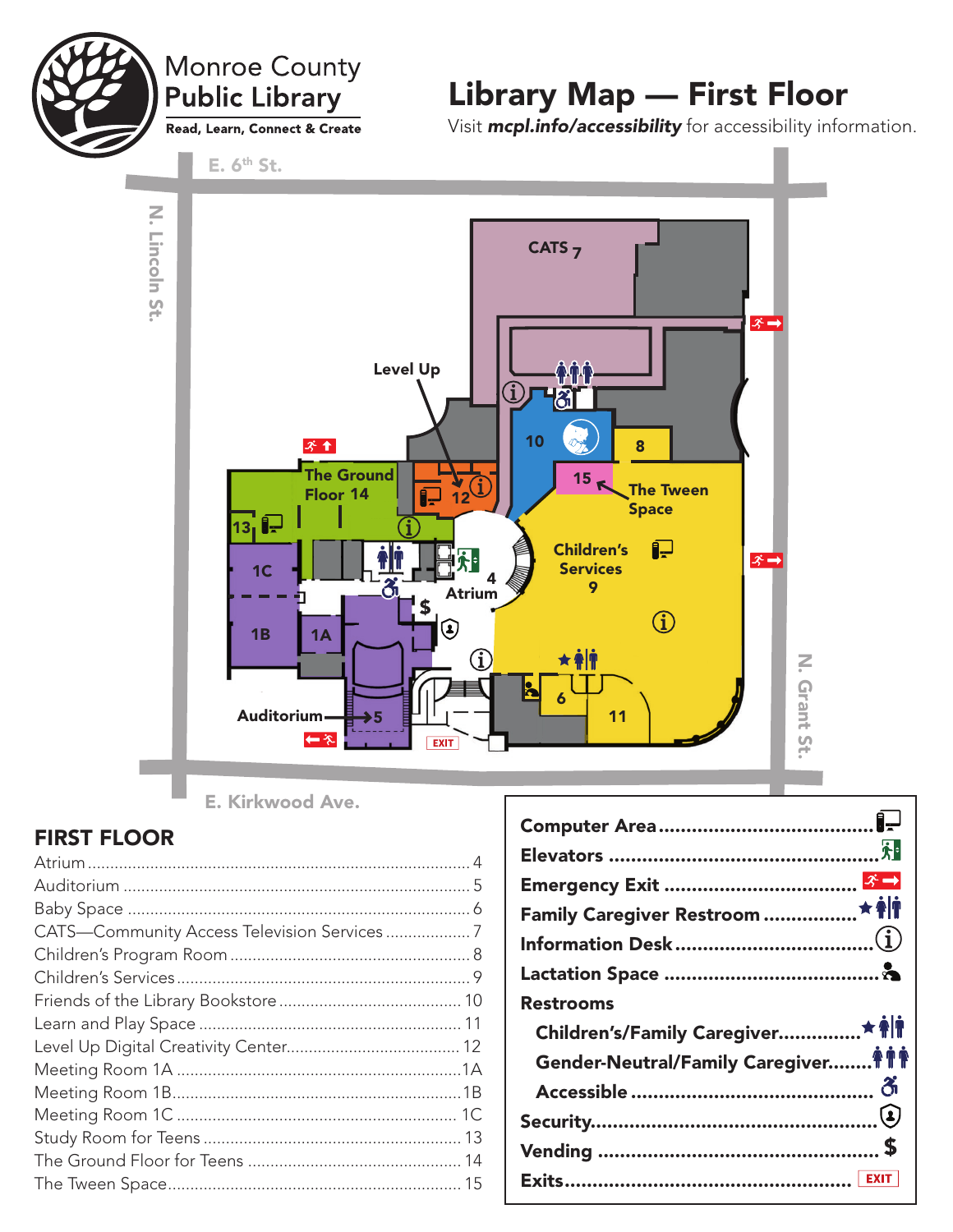Monroe County
Public Library
Read, Learn, Connect & Create

# Library Map — First Floor

Visit ***mcpl.info/accessibility*** for accessibility information.

E. 6th St.

N. Lincoln St.

CATS 7

Level Up

10

8

15

The Tween Space

The Ground Floor 14

12

13

1C

1B

1A

Children's Services 9

4 Atrium

Auditorium 5

6

11

EXIT

N. Grant St.

E. Kirkwood Ave.

## FIRST FLOOR

| | |
|---|---|
| Atrium | 4 |
| Auditorium | 5 |
| Baby Space | 6 |
| CATS—Community Access Television Services | 7 |
| Children's Program Room | 8 |
| Children's Services | 9 |
| Friends of the Library Bookstore | 10 |
| Learn and Play Space | 11 |
| Level Up Digital Creativity Center | 12 |
| Meeting Room 1A | 1A |
| Meeting Room 1B | 1B |
| Meeting Room 1C | 1C |
| Study Room for Teens | 13 |
| The Ground Floor for Teens | 14 |
| The Tween Space | 15 |

**Computer Area**

**Elevators**

**Emergency Exit**

**Family Caregiver Restroom**

**Information Desk**

**Lactation Space**

**Restrooms**

- **Children's/Family Caregiver**
- **Gender-Neutral/Family Caregiver**
- **Accessible**

**Security**

**Vending** $

**Exits** EXIT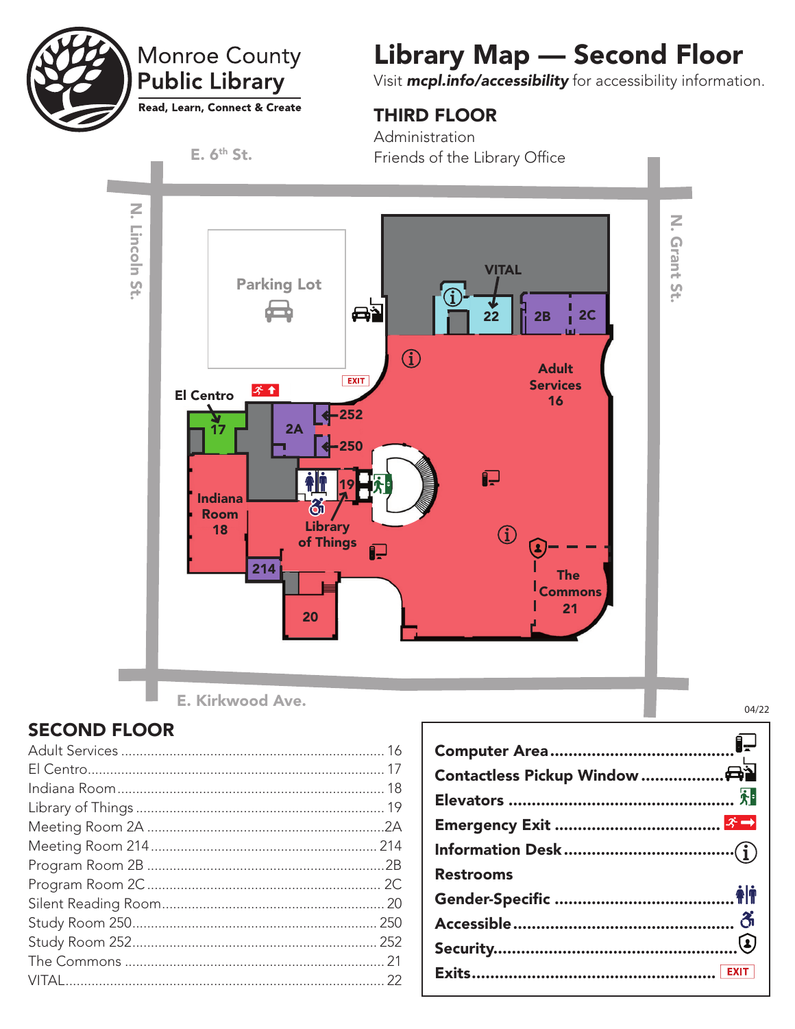Monroe County **Public Library**

Read, Learn, Connect & Create

# Library Map — Second Floor

Visit ***mcpl.info/accessibility*** for accessibility information.

## THIRD FLOOR

Administration
Friends of the Library Office

E. 6th St.
N. Lincoln St.
N. Grant St.
E. Kirkwood Ave.

Parking Lot
VITAL
22
2B
2C
Adult Services
16
EXIT
El Centro
17
2A
252
250
Indiana Room
18
19
Library of Things
The Commons
21
214
20

04/22

## SECOND FLOOR

| | |
|---|---|
| Adult Services | 16 |
| El Centro | 17 |
| Indiana Room | 18 |
| Library of Things | 19 |
| Meeting Room 2A | 2A |
| Meeting Room 214 | 214 |
| Program Room 2B | 2B |
| Program Room 2C | 2C |
| Silent Reading Room | 20 |
| Study Room 250 | 250 |
| Study Room 252 | 252 |
| The Commons | 21 |
| VITAL | 22 |

**Computer Area**
**Contactless Pickup Window**
**Elevators**
**Emergency Exit**
**Information Desk**
**Restrooms**
**Gender-Specific**
**Accessible**
**Security**
**Exits** EXIT